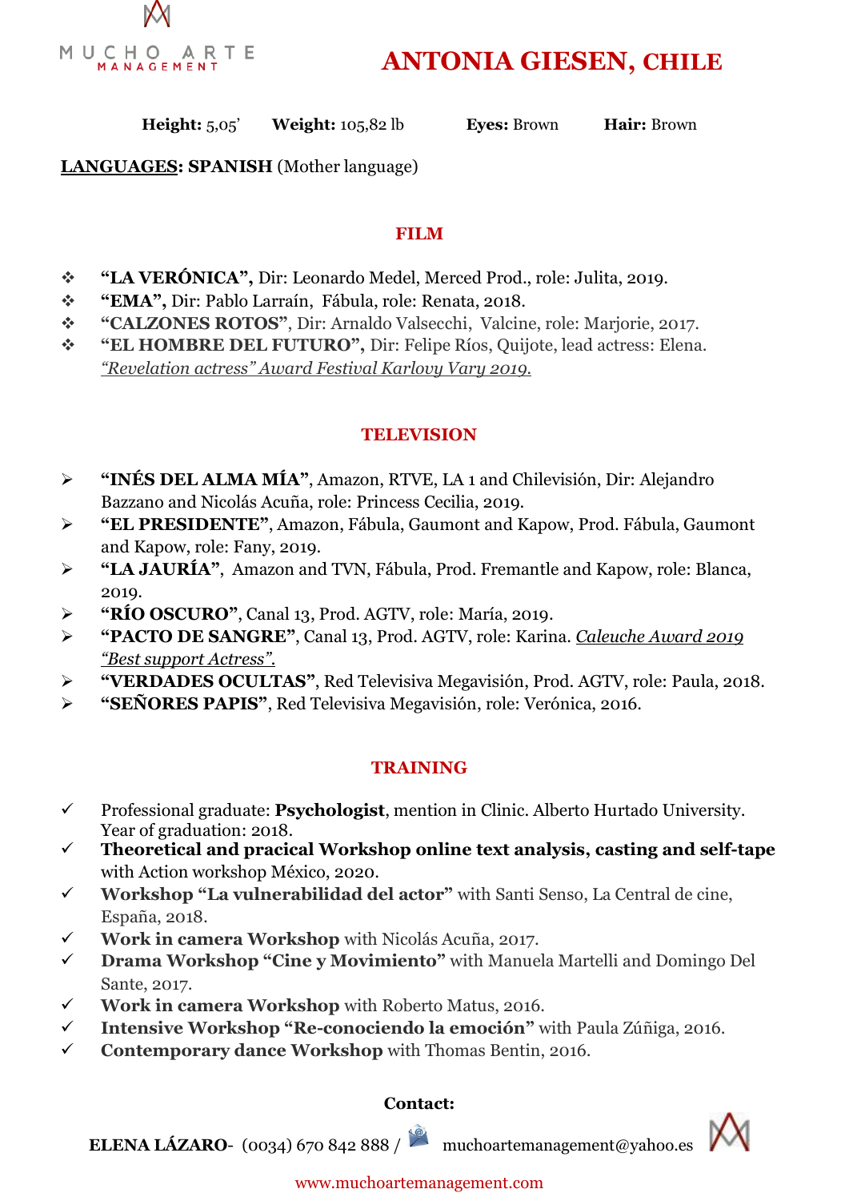MUCHO ARTE MANAGEMENT

# ANTONIA GIESEN, CHILE

**Height:** 5,05' **Weight:** 105,82 lb **Eyes:** Brown **Hair:** Brown

**LANGUAGES: SPANISH** (Mother language)

## FILM

- **"LA VERÓNICA",** Dir: Leonardo Medel, Merced Prod., role: Julita, 2019.
- **"EMA",** Dir: Pablo Larraín, Fábula, role: Renata, 2018.
- **"CALZONES ROTOS"**, Dir: Arnaldo Valsecchi, Valcine, role: Marjorie, 2017.
- **"EL HOMBRE DEL FUTURO",** Dir: Felipe Ríos, Quijote, lead actress: Elena. *"Revelation actress" Award Festival Karlovy Vary 2019.*

## TELEVISION

- **"INÉS DEL ALMA MÍA"**, Amazon, RTVE, LA 1 and Chilevisión, Dir: Alejandro Bazzano and Nicolás Acuña, role: Princess Cecilia, 2019.
- **"EL PRESIDENTE"**, Amazon, Fábula, Gaumont and Kapow, Prod. Fábula, Gaumont and Kapow, role: Fany, 2019.
- **"LA JAURÍA"**, Amazon and TVN, Fábula, Prod. Fremantle and Kapow, role: Blanca, 2019.
- **"RÍO OSCURO"**, Canal 13, Prod. AGTV, role: María, 2019.
- **"PACTO DE SANGRE"**, Canal 13, Prod. AGTV, role: Karina. *Caleuche Award 2019 "Best support Actress".*
- **"VERDADES OCULTAS"**, Red Televisiva Megavisión, Prod. AGTV, role: Paula, 2018.
- **"SEÑORES PAPIS"**, Red Televisiva Megavisión, role: Verónica, 2016.

## TRAINING

- Professional graduate: **Psychologist**, mention in Clinic. Alberto Hurtado University. Year of graduation: 2018.
- **Theoretical and pracical Workshop online text analysis, casting and self-tape** with Action workshop México, 2020.
- **Workshop "La vulnerabilidad del actor"** with Santi Senso, La Central de cine, España, 2018.
- **Work in camera Workshop** with Nicolás Acuña, 2017.
- **Drama Workshop "Cine y Movimiento"** with Manuela Martelli and Domingo Del Sante, 2017.
- **Work in camera Workshop** with Roberto Matus, 2016.
- **Intensive Workshop "Re-conociendo la emoción"** with Paula Zúñiga, 2016.
- **Contemporary dance Workshop** with Thomas Bentin, 2016.

**Contact:**

**ELENA LÁZARO**- (0034) 670 842 888 / muchoartemanagement@yahoo.es

www.muchoartemanagement.com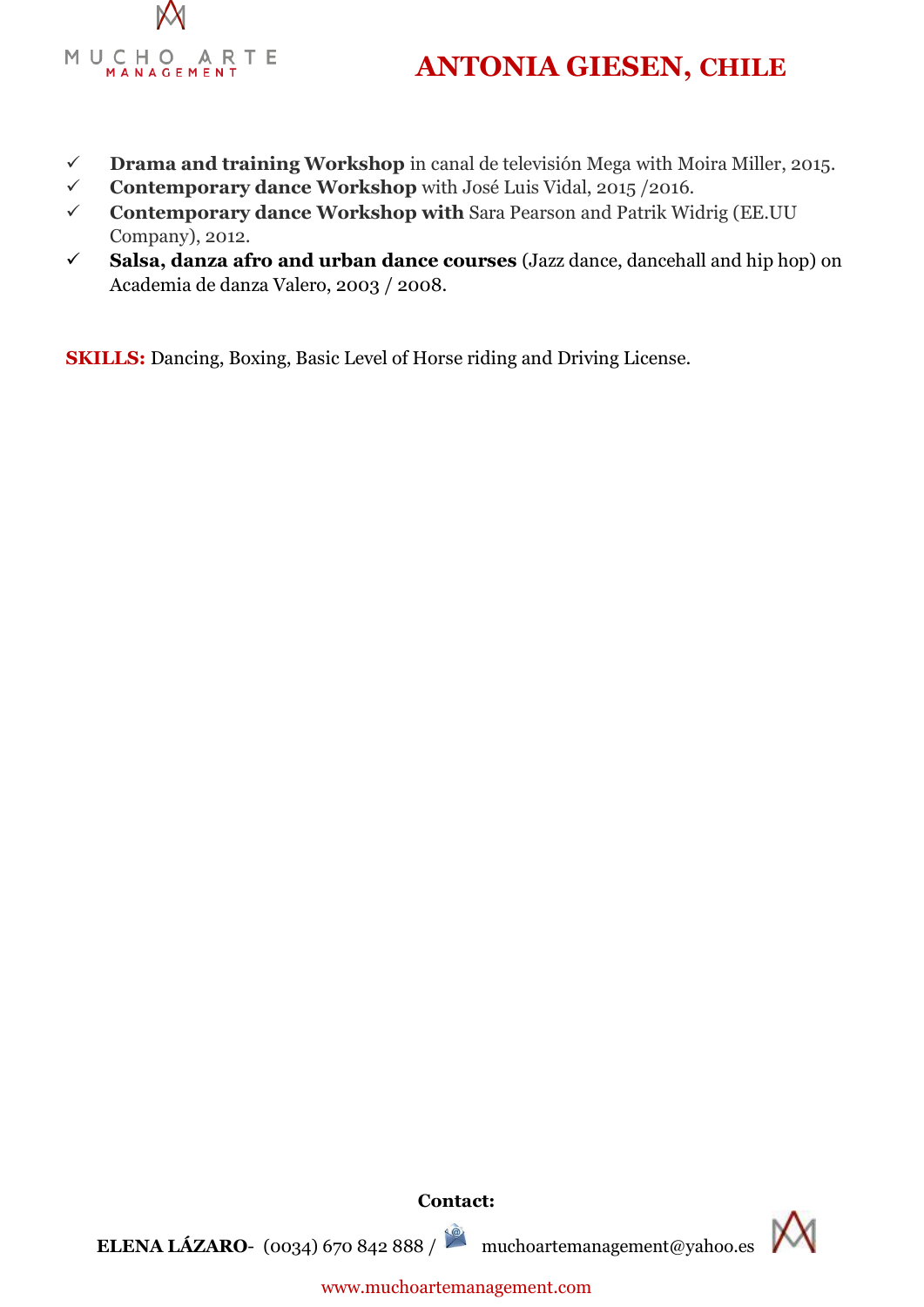# ANTONIA GIESEN, CHILE

- ✓ **Drama and training Workshop** in canal de televisión Mega with Moira Miller, 2015.
- ✓ **Contemporary dance Workshop** with José Luis Vidal, 2015 /2016.
- ✓ **Contemporary dance Workshop with** Sara Pearson and Patrik Widrig (EE.UU Company), 2012.
- ✓ **Salsa, danza afro and urban dance courses** (Jazz dance, dancehall and hip hop) on Academia de danza Valero, 2003 / 2008.

**SKILLS:** Dancing, Boxing, Basic Level of Horse riding and Driving License.

**Contact:**

**ELENA LÁZARO**- (0034) 670 842 888 / muchoartemanagement@yahoo.es

www.muchoartemanagement.com